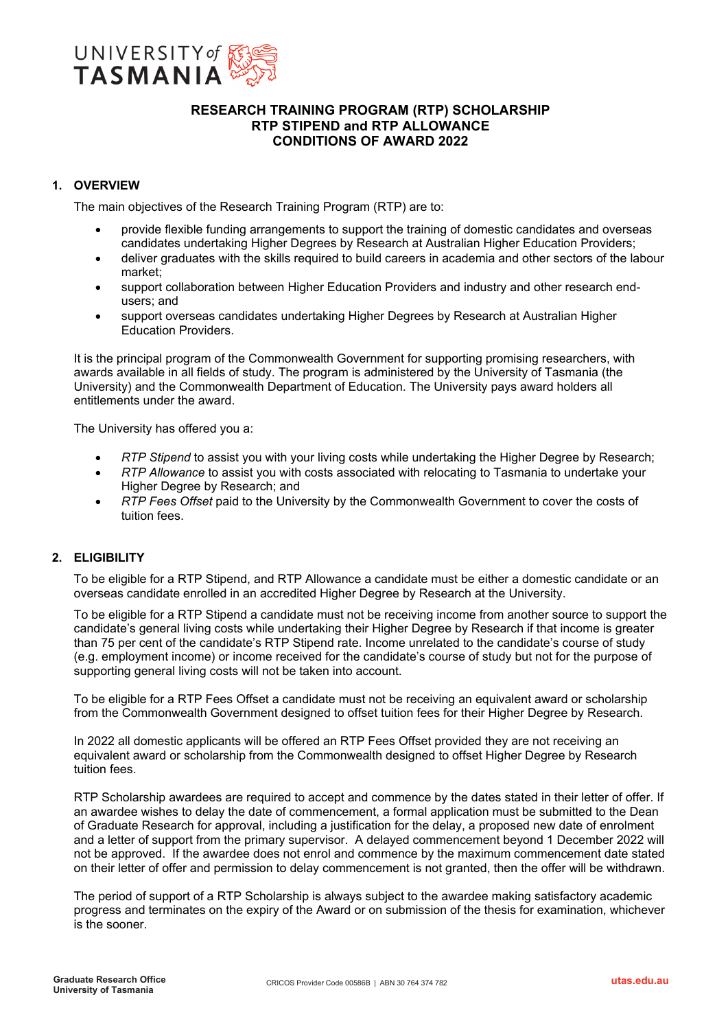# RESEARCH TRAINING PROGRAM (RTP) SCHOLARSHIP
# RTP STIPEND and RTP ALLOWANCE
# CONDITIONS OF AWARD 2022

## 1. OVERVIEW

The main objectives of the Research Training Program (RTP) are to:

- provide flexible funding arrangements to support the training of domestic candidates and overseas candidates undertaking Higher Degrees by Research at Australian Higher Education Providers;
- deliver graduates with the skills required to build careers in academia and other sectors of the labour market;
- support collaboration between Higher Education Providers and industry and other research end-users; and
- support overseas candidates undertaking Higher Degrees by Research at Australian Higher Education Providers.

It is the principal program of the Commonwealth Government for supporting promising researchers, with awards available in all fields of study. The program is administered by the University of Tasmania (the University) and the Commonwealth Department of Education. The University pays award holders all entitlements under the award.

The University has offered you a:

- *RTP Stipend* to assist you with your living costs while undertaking the Higher Degree by Research;
- *RTP Allowance* to assist you with costs associated with relocating to Tasmania to undertake your Higher Degree by Research; and
- *RTP Fees Offset* paid to the University by the Commonwealth Government to cover the costs of tuition fees.

## 2. ELIGIBILITY

To be eligible for a RTP Stipend, and RTP Allowance a candidate must be either a domestic candidate or an overseas candidate enrolled in an accredited Higher Degree by Research at the University.

To be eligible for a RTP Stipend a candidate must not be receiving income from another source to support the candidate's general living costs while undertaking their Higher Degree by Research if that income is greater than 75 per cent of the candidate's RTP Stipend rate. Income unrelated to the candidate's course of study (e.g. employment income) or income received for the candidate's course of study but not for the purpose of supporting general living costs will not be taken into account.

To be eligible for a RTP Fees Offset a candidate must not be receiving an equivalent award or scholarship from the Commonwealth Government designed to offset tuition fees for their Higher Degree by Research.

In 2022 all domestic applicants will be offered an RTP Fees Offset provided they are not receiving an equivalent award or scholarship from the Commonwealth designed to offset Higher Degree by Research tuition fees.

RTP Scholarship awardees are required to accept and commence by the dates stated in their letter of offer. If an awardee wishes to delay the date of commencement, a formal application must be submitted to the Dean of Graduate Research for approval, including a justification for the delay, a proposed new date of enrolment and a letter of support from the primary supervisor. A delayed commencement beyond 1 December 2022 will not be approved. If the awardee does not enrol and commence by the maximum commencement date stated on their letter of offer and permission to delay commencement is not granted, then the offer will be withdrawn.

The period of support of a RTP Scholarship is always subject to the awardee making satisfactory academic progress and terminates on the expiry of the Award or on submission of the thesis for examination, whichever is the sooner.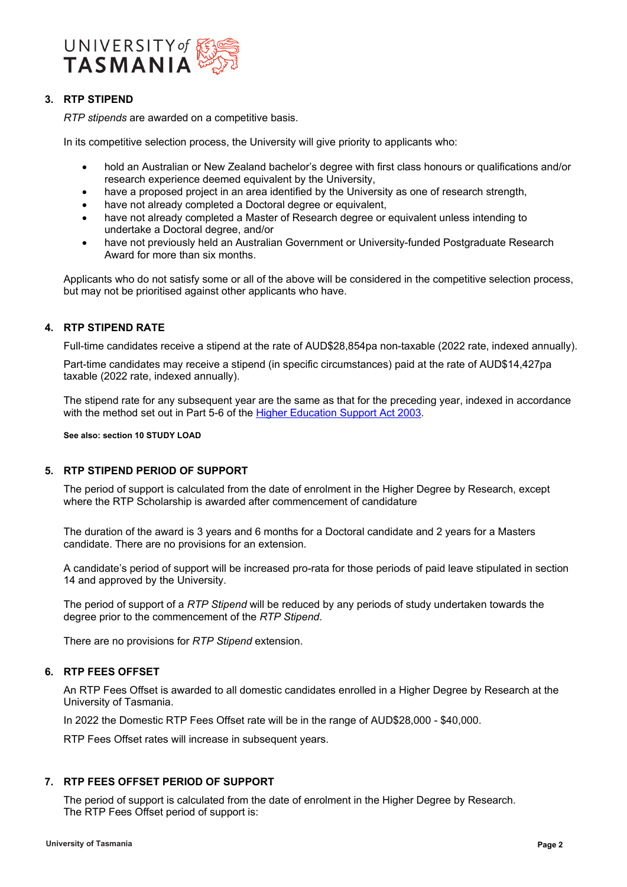## 3. RTP STIPEND

*RTP stipends* are awarded on a competitive basis.

In its competitive selection process, the University will give priority to applicants who:

- hold an Australian or New Zealand bachelor's degree with first class honours or qualifications and/or research experience deemed equivalent by the University,
- have a proposed project in an area identified by the University as one of research strength,
- have not already completed a Doctoral degree or equivalent,
- have not already completed a Master of Research degree or equivalent unless intending to undertake a Doctoral degree, and/or
- have not previously held an Australian Government or University-funded Postgraduate Research Award for more than six months.

Applicants who do not satisfy some or all of the above will be considered in the competitive selection process, but may not be prioritised against other applicants who have.

## 4. RTP STIPEND RATE

Full-time candidates receive a stipend at the rate of AUD$28,854pa non-taxable (2022 rate, indexed annually).

Part-time candidates may receive a stipend (in specific circumstances) paid at the rate of AUD$14,427pa taxable (2022 rate, indexed annually).

The stipend rate for any subsequent year are the same as that for the preceding year, indexed in accordance with the method set out in Part 5-6 of the Higher Education Support Act 2003.

**See also: section 10 STUDY LOAD**

## 5. RTP STIPEND PERIOD OF SUPPORT

The period of support is calculated from the date of enrolment in the Higher Degree by Research, except where the RTP Scholarship is awarded after commencement of candidature

The duration of the award is 3 years and 6 months for a Doctoral candidate and 2 years for a Masters candidate. There are no provisions for an extension.

A candidate's period of support will be increased pro-rata for those periods of paid leave stipulated in section 14 and approved by the University.

The period of support of a *RTP Stipend* will be reduced by any periods of study undertaken towards the degree prior to the commencement of the *RTP Stipend*.

There are no provisions for *RTP Stipend* extension.

## 6. RTP FEES OFFSET

An RTP Fees Offset is awarded to all domestic candidates enrolled in a Higher Degree by Research at the University of Tasmania.

In 2022 the Domestic RTP Fees Offset rate will be in the range of AUD$28,000 - $40,000.

RTP Fees Offset rates will increase in subsequent years.

## 7. RTP FEES OFFSET PERIOD OF SUPPORT

The period of support is calculated from the date of enrolment in the Higher Degree by Research. The RTP Fees Offset period of support is: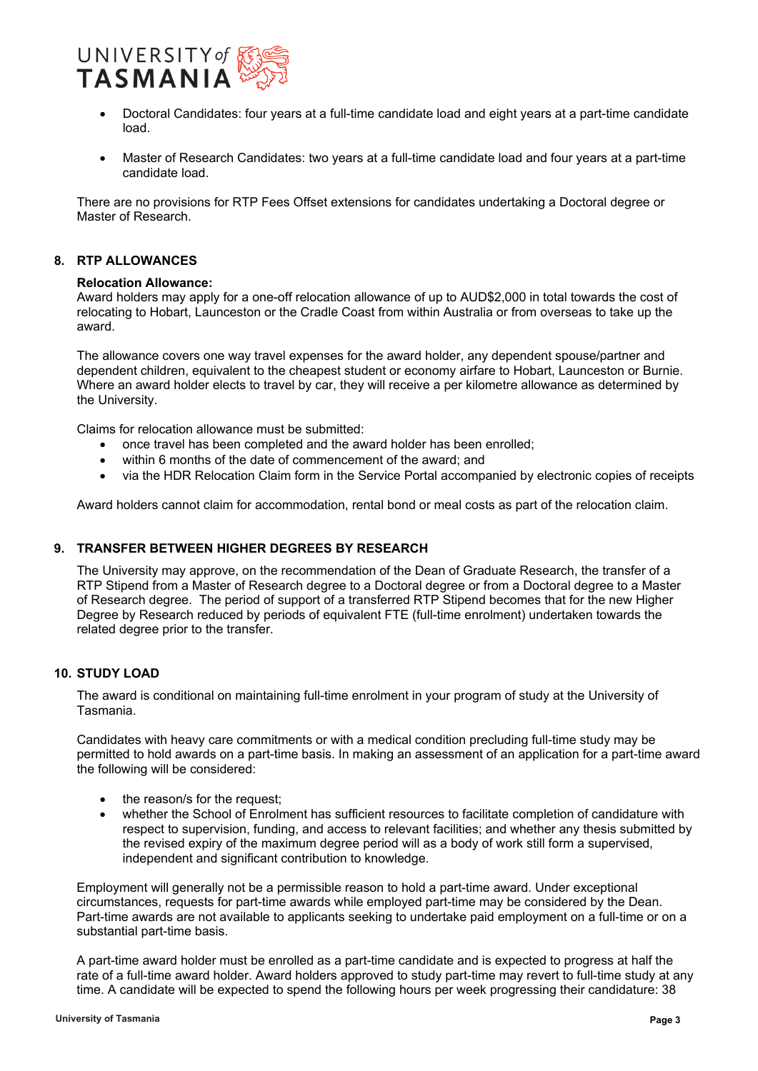- Doctoral Candidates: four years at a full-time candidate load and eight years at a part-time candidate load.
- Master of Research Candidates: two years at a full-time candidate load and four years at a part-time candidate load.

There are no provisions for RTP Fees Offset extensions for candidates undertaking a Doctoral degree or Master of Research.

## 8. RTP ALLOWANCES

**Relocation Allowance:**
Award holders may apply for a one-off relocation allowance of up to AUD$2,000 in total towards the cost of relocating to Hobart, Launceston or the Cradle Coast from within Australia or from overseas to take up the award.

The allowance covers one way travel expenses for the award holder, any dependent spouse/partner and dependent children, equivalent to the cheapest student or economy airfare to Hobart, Launceston or Burnie. Where an award holder elects to travel by car, they will receive a per kilometre allowance as determined by the University.

Claims for relocation allowance must be submitted:

- once travel has been completed and the award holder has been enrolled;
- within 6 months of the date of commencement of the award; and
- via the HDR Relocation Claim form in the Service Portal accompanied by electronic copies of receipts

Award holders cannot claim for accommodation, rental bond or meal costs as part of the relocation claim.

## 9. TRANSFER BETWEEN HIGHER DEGREES BY RESEARCH

The University may approve, on the recommendation of the Dean of Graduate Research, the transfer of a RTP Stipend from a Master of Research degree to a Doctoral degree or from a Doctoral degree to a Master of Research degree. The period of support of a transferred RTP Stipend becomes that for the new Higher Degree by Research reduced by periods of equivalent FTE (full-time enrolment) undertaken towards the related degree prior to the transfer.

## 10. STUDY LOAD

The award is conditional on maintaining full-time enrolment in your program of study at the University of Tasmania.

Candidates with heavy care commitments or with a medical condition precluding full-time study may be permitted to hold awards on a part-time basis. In making an assessment of an application for a part-time award the following will be considered:

- the reason/s for the request;
- whether the School of Enrolment has sufficient resources to facilitate completion of candidature with respect to supervision, funding, and access to relevant facilities; and whether any thesis submitted by the revised expiry of the maximum degree period will as a body of work still form a supervised, independent and significant contribution to knowledge.

Employment will generally not be a permissible reason to hold a part-time award. Under exceptional circumstances, requests for part-time awards while employed part-time may be considered by the Dean. Part-time awards are not available to applicants seeking to undertake paid employment on a full-time or on a substantial part-time basis.

A part-time award holder must be enrolled as a part-time candidate and is expected to progress at half the rate of a full-time award holder. Award holders approved to study part-time may revert to full-time study at any time. A candidate will be expected to spend the following hours per week progressing their candidature: 38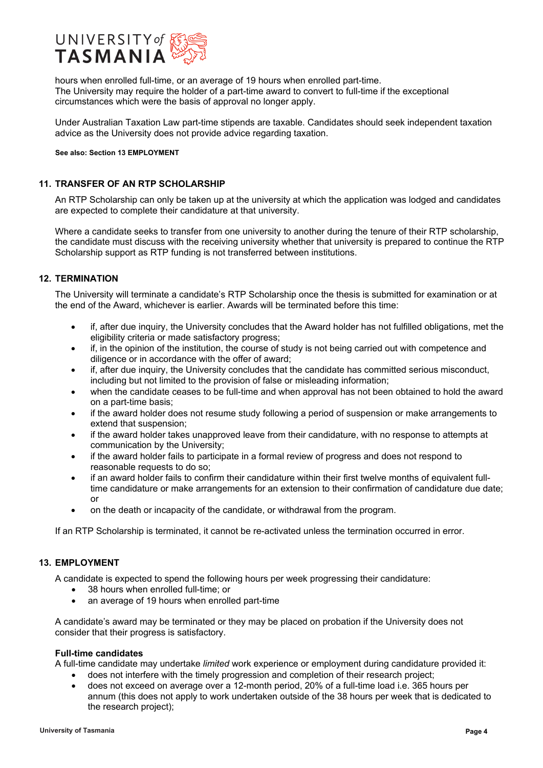hours when enrolled full-time, or an average of 19 hours when enrolled part-time.
The University may require the holder of a part-time award to convert to full-time if the exceptional circumstances which were the basis of approval no longer apply.

Under Australian Taxation Law part-time stipends are taxable. Candidates should seek independent taxation advice as the University does not provide advice regarding taxation.

**See also: Section 13 EMPLOYMENT**

## 11. TRANSFER OF AN RTP SCHOLARSHIP

An RTP Scholarship can only be taken up at the university at which the application was lodged and candidates are expected to complete their candidature at that university.

Where a candidate seeks to transfer from one university to another during the tenure of their RTP scholarship, the candidate must discuss with the receiving university whether that university is prepared to continue the RTP Scholarship support as RTP funding is not transferred between institutions.

## 12. TERMINATION

The University will terminate a candidate's RTP Scholarship once the thesis is submitted for examination or at the end of the Award, whichever is earlier. Awards will be terminated before this time:

- if, after due inquiry, the University concludes that the Award holder has not fulfilled obligations, met the eligibility criteria or made satisfactory progress;
- if, in the opinion of the institution, the course of study is not being carried out with competence and diligence or in accordance with the offer of award;
- if, after due inquiry, the University concludes that the candidate has committed serious misconduct, including but not limited to the provision of false or misleading information;
- when the candidate ceases to be full-time and when approval has not been obtained to hold the award on a part-time basis;
- if the award holder does not resume study following a period of suspension or make arrangements to extend that suspension;
- if the award holder takes unapproved leave from their candidature, with no response to attempts at communication by the University;
- if the award holder fails to participate in a formal review of progress and does not respond to reasonable requests to do so;
- if an award holder fails to confirm their candidature within their first twelve months of equivalent full-time candidature or make arrangements for an extension to their confirmation of candidature due date; or
- on the death or incapacity of the candidate, or withdrawal from the program.

If an RTP Scholarship is terminated, it cannot be re-activated unless the termination occurred in error.

## 13. EMPLOYMENT

A candidate is expected to spend the following hours per week progressing their candidature:

- 38 hours when enrolled full-time; or
- an average of 19 hours when enrolled part-time

A candidate's award may be terminated or they may be placed on probation if the University does not consider that their progress is satisfactory.

**Full-time candidates**
A full-time candidate may undertake *limited* work experience or employment during candidature provided it:

- does not interfere with the timely progression and completion of their research project;
- does not exceed on average over a 12-month period, 20% of a full-time load i.e. 365 hours per annum (this does not apply to work undertaken outside of the 38 hours per week that is dedicated to the research project);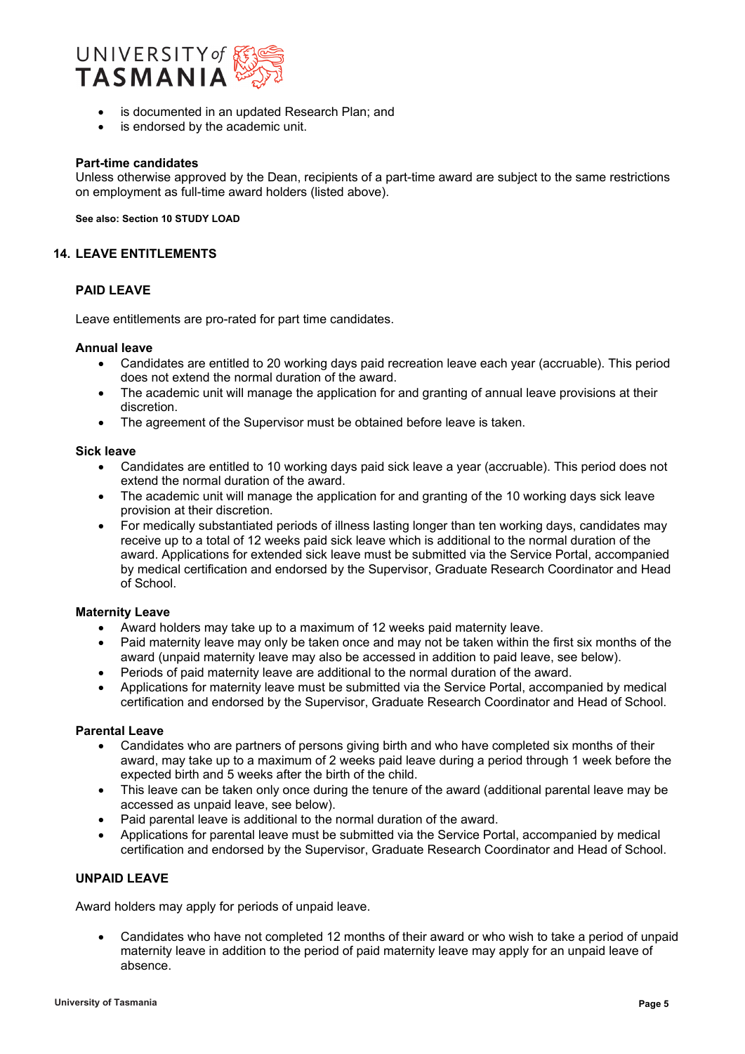- is documented in an updated Research Plan; and
- is endorsed by the academic unit.

**Part-time candidates**
Unless otherwise approved by the Dean, recipients of a part-time award are subject to the same restrictions on employment as full-time award holders (listed above).

**See also: Section 10 STUDY LOAD**

## 14. LEAVE ENTITLEMENTS

### PAID LEAVE

Leave entitlements are pro-rated for part time candidates.

**Annual leave**

- Candidates are entitled to 20 working days paid recreation leave each year (accruable). This period does not extend the normal duration of the award.
- The academic unit will manage the application for and granting of annual leave provisions at their discretion.
- The agreement of the Supervisor must be obtained before leave is taken.

**Sick leave**

- Candidates are entitled to 10 working days paid sick leave a year (accruable). This period does not extend the normal duration of the award.
- The academic unit will manage the application for and granting of the 10 working days sick leave provision at their discretion.
- For medically substantiated periods of illness lasting longer than ten working days, candidates may receive up to a total of 12 weeks paid sick leave which is additional to the normal duration of the award. Applications for extended sick leave must be submitted via the Service Portal, accompanied by medical certification and endorsed by the Supervisor, Graduate Research Coordinator and Head of School.

**Maternity Leave**

- Award holders may take up to a maximum of 12 weeks paid maternity leave.
- Paid maternity leave may only be taken once and may not be taken within the first six months of the award (unpaid maternity leave may also be accessed in addition to paid leave, see below).
- Periods of paid maternity leave are additional to the normal duration of the award.
- Applications for maternity leave must be submitted via the Service Portal, accompanied by medical certification and endorsed by the Supervisor, Graduate Research Coordinator and Head of School.

**Parental Leave**

- Candidates who are partners of persons giving birth and who have completed six months of their award, may take up to a maximum of 2 weeks paid leave during a period through 1 week before the expected birth and 5 weeks after the birth of the child.
- This leave can be taken only once during the tenure of the award (additional parental leave may be accessed as unpaid leave, see below).
- Paid parental leave is additional to the normal duration of the award.
- Applications for parental leave must be submitted via the Service Portal, accompanied by medical certification and endorsed by the Supervisor, Graduate Research Coordinator and Head of School.

### UNPAID LEAVE

Award holders may apply for periods of unpaid leave.

- Candidates who have not completed 12 months of their award or who wish to take a period of unpaid maternity leave in addition to the period of paid maternity leave may apply for an unpaid leave of absence.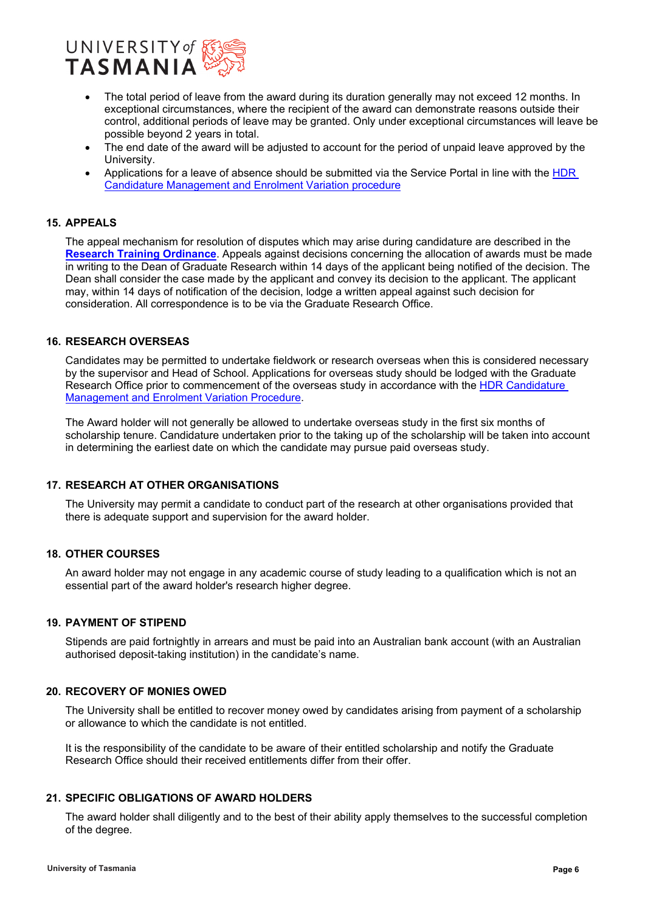- The total period of leave from the award during its duration generally may not exceed 12 months. In exceptional circumstances, where the recipient of the award can demonstrate reasons outside their control, additional periods of leave may be granted. Only under exceptional circumstances will leave be possible beyond 2 years in total.
- The end date of the award will be adjusted to account for the period of unpaid leave approved by the University.
- Applications for a leave of absence should be submitted via the Service Portal in line with the HDR Candidature Management and Enrolment Variation procedure

## 15. APPEALS

The appeal mechanism for resolution of disputes which may arise during candidature are described in the **Research Training Ordinance**. Appeals against decisions concerning the allocation of awards must be made in writing to the Dean of Graduate Research within 14 days of the applicant being notified of the decision. The Dean shall consider the case made by the applicant and convey its decision to the applicant. The applicant may, within 14 days of notification of the decision, lodge a written appeal against such decision for consideration. All correspondence is to be via the Graduate Research Office.

## 16. RESEARCH OVERSEAS

Candidates may be permitted to undertake fieldwork or research overseas when this is considered necessary by the supervisor and Head of School. Applications for overseas study should be lodged with the Graduate Research Office prior to commencement of the overseas study in accordance with the HDR Candidature Management and Enrolment Variation Procedure.

The Award holder will not generally be allowed to undertake overseas study in the first six months of scholarship tenure. Candidature undertaken prior to the taking up of the scholarship will be taken into account in determining the earliest date on which the candidate may pursue paid overseas study.

## 17. RESEARCH AT OTHER ORGANISATIONS

The University may permit a candidate to conduct part of the research at other organisations provided that there is adequate support and supervision for the award holder.

## 18. OTHER COURSES

An award holder may not engage in any academic course of study leading to a qualification which is not an essential part of the award holder's research higher degree.

## 19. PAYMENT OF STIPEND

Stipends are paid fortnightly in arrears and must be paid into an Australian bank account (with an Australian authorised deposit-taking institution) in the candidate's name.

## 20. RECOVERY OF MONIES OWED

The University shall be entitled to recover money owed by candidates arising from payment of a scholarship or allowance to which the candidate is not entitled.

It is the responsibility of the candidate to be aware of their entitled scholarship and notify the Graduate Research Office should their received entitlements differ from their offer.

## 21. SPECIFIC OBLIGATIONS OF AWARD HOLDERS

The award holder shall diligently and to the best of their ability apply themselves to the successful completion of the degree.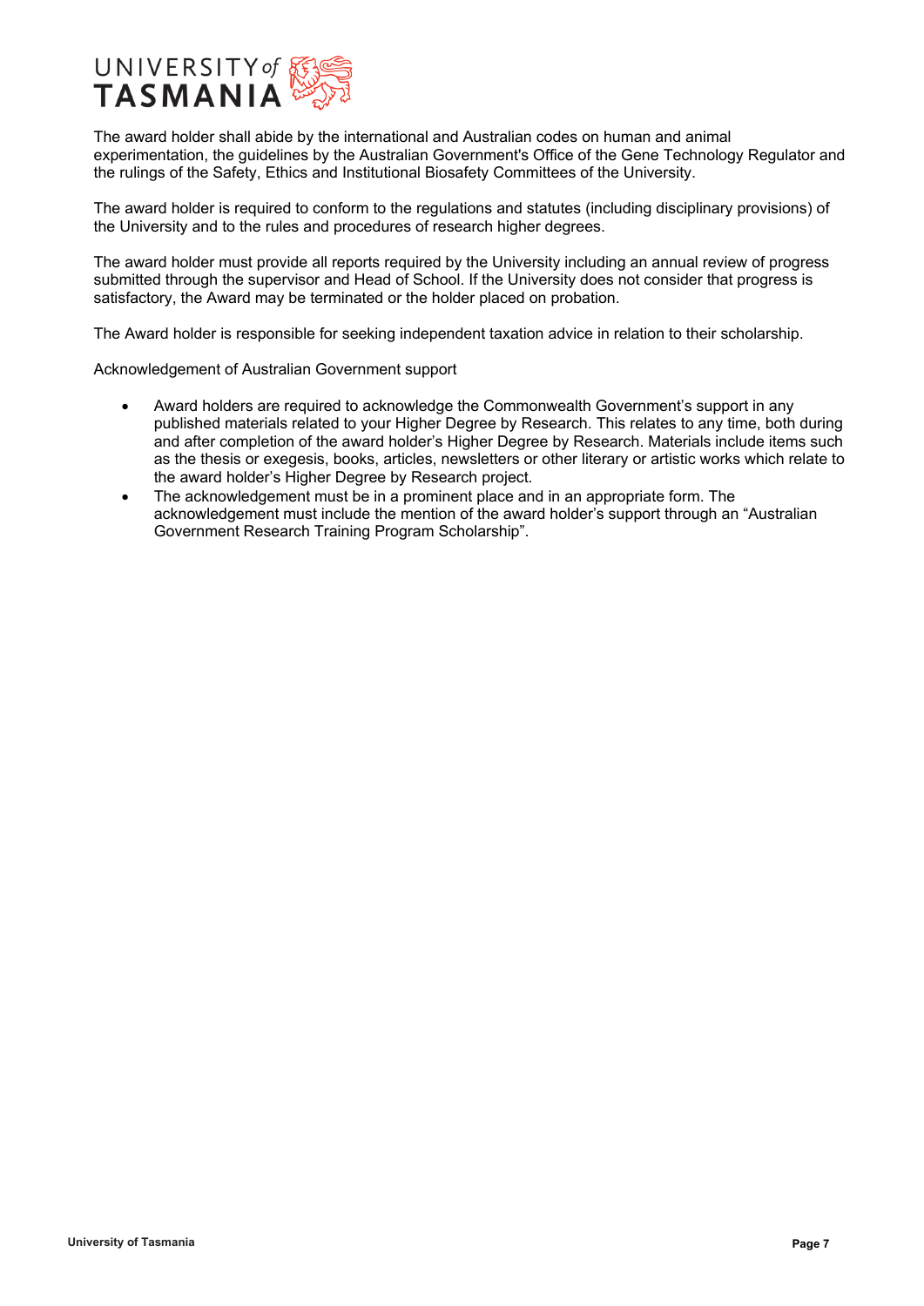The award holder shall abide by the international and Australian codes on human and animal experimentation, the guidelines by the Australian Government's Office of the Gene Technology Regulator and the rulings of the Safety, Ethics and Institutional Biosafety Committees of the University.

The award holder is required to conform to the regulations and statutes (including disciplinary provisions) of the University and to the rules and procedures of research higher degrees.

The award holder must provide all reports required by the University including an annual review of progress submitted through the supervisor and Head of School. If the University does not consider that progress is satisfactory, the Award may be terminated or the holder placed on probation.

The Award holder is responsible for seeking independent taxation advice in relation to their scholarship.

Acknowledgement of Australian Government support

- Award holders are required to acknowledge the Commonwealth Government's support in any published materials related to your Higher Degree by Research. This relates to any time, both during and after completion of the award holder's Higher Degree by Research. Materials include items such as the thesis or exegesis, books, articles, newsletters or other literary or artistic works which relate to the award holder's Higher Degree by Research project.
- The acknowledgement must be in a prominent place and in an appropriate form. The acknowledgement must include the mention of the award holder's support through an "Australian Government Research Training Program Scholarship".